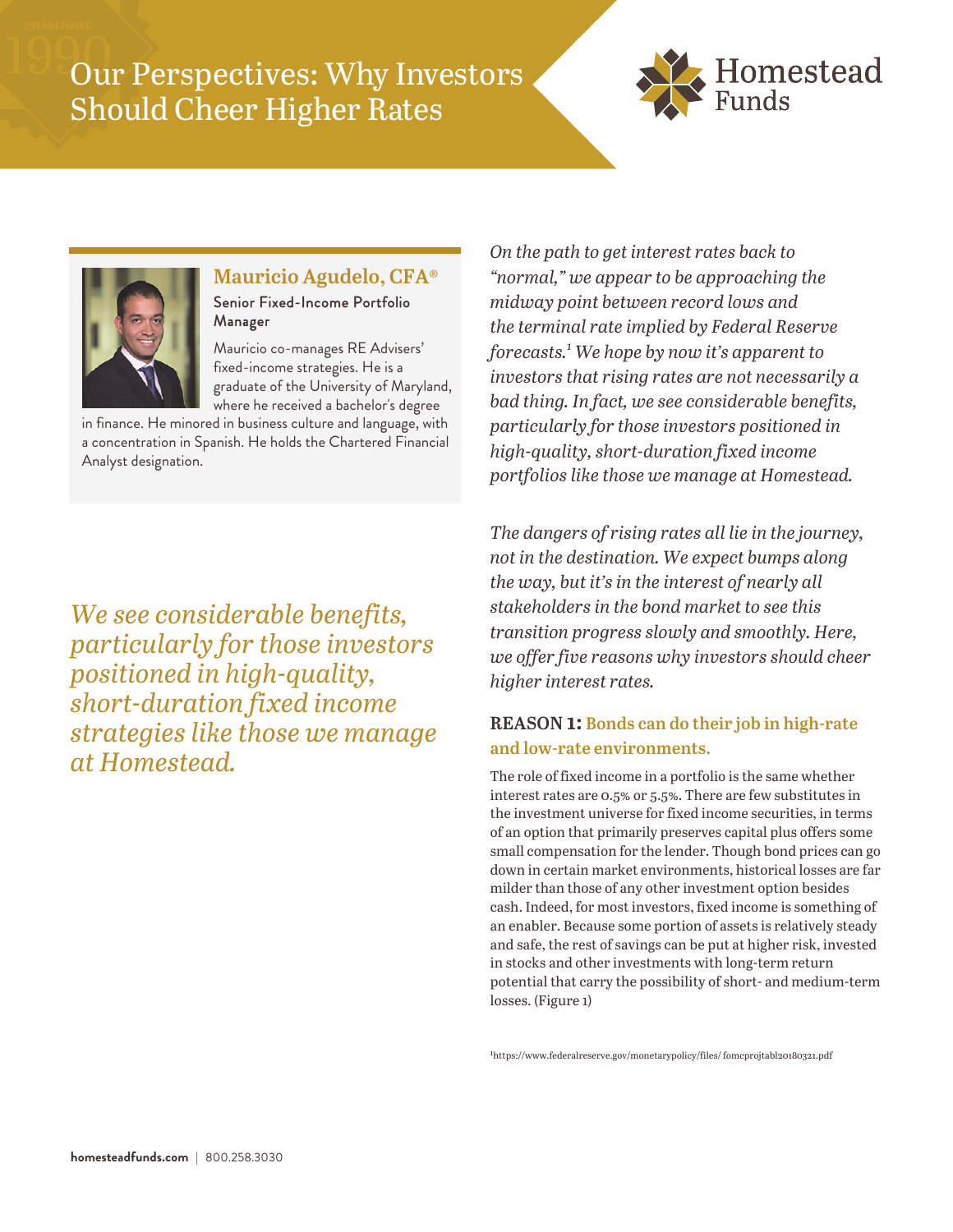# Our Perspectives: Why Investors Should Cheer Higher Rates

## Mauricio Agudelo, CFA®

Senior Fixed-Income Portfolio Manager

Mauricio co-manages RE Advisers' fixed-income strategies. He is a graduate of the University of Maryland, where he received a bachelor's degree in finance. He minored in business culture and language, with a concentration in Spanish. He holds the Chartered Financial Analyst designation.

*We see considerable benefits, particularly for those investors positioned in high-quality, short-duration fixed income strategies like those we manage at Homestead.*

*On the path to get interest rates back to "normal," we appear to be approaching the midway point between record lows and the terminal rate implied by Federal Reserve forecasts.[1] We hope by now it's apparent to investors that rising rates are not necessarily a bad thing. In fact, we see considerable benefits, particularly for those investors positioned in high-quality, short-duration fixed income portfolios like those we manage at Homestead.*

*The dangers of rising rates all lie in the journey, not in the destination. We expect bumps along the way, but it's in the interest of nearly all stakeholders in the bond market to see this transition progress slowly and smoothly. Here, we offer five reasons why investors should cheer higher interest rates.*

### REASON 1: Bonds can do their job in high-rate and low-rate environments.

The role of fixed income in a portfolio is the same whether interest rates are 0.5% or 5.5%. There are few substitutes in the investment universe for fixed income securities, in terms of an option that primarily preserves capital plus offers some small compensation for the lender. Though bond prices can go down in certain market environments, historical losses are far milder than those of any other investment option besides cash. Indeed, for most investors, fixed income is something of an enabler. Because some portion of assets is relatively steady and safe, the rest of savings can be put at higher risk, invested in stocks and other investments with long-term return potential that carry the possibility of short- and medium-term losses. (Figure 1)

[1] https://www.federalreserve.gov/monetarypolicy/files/ fomcprojtabl20180321.pdf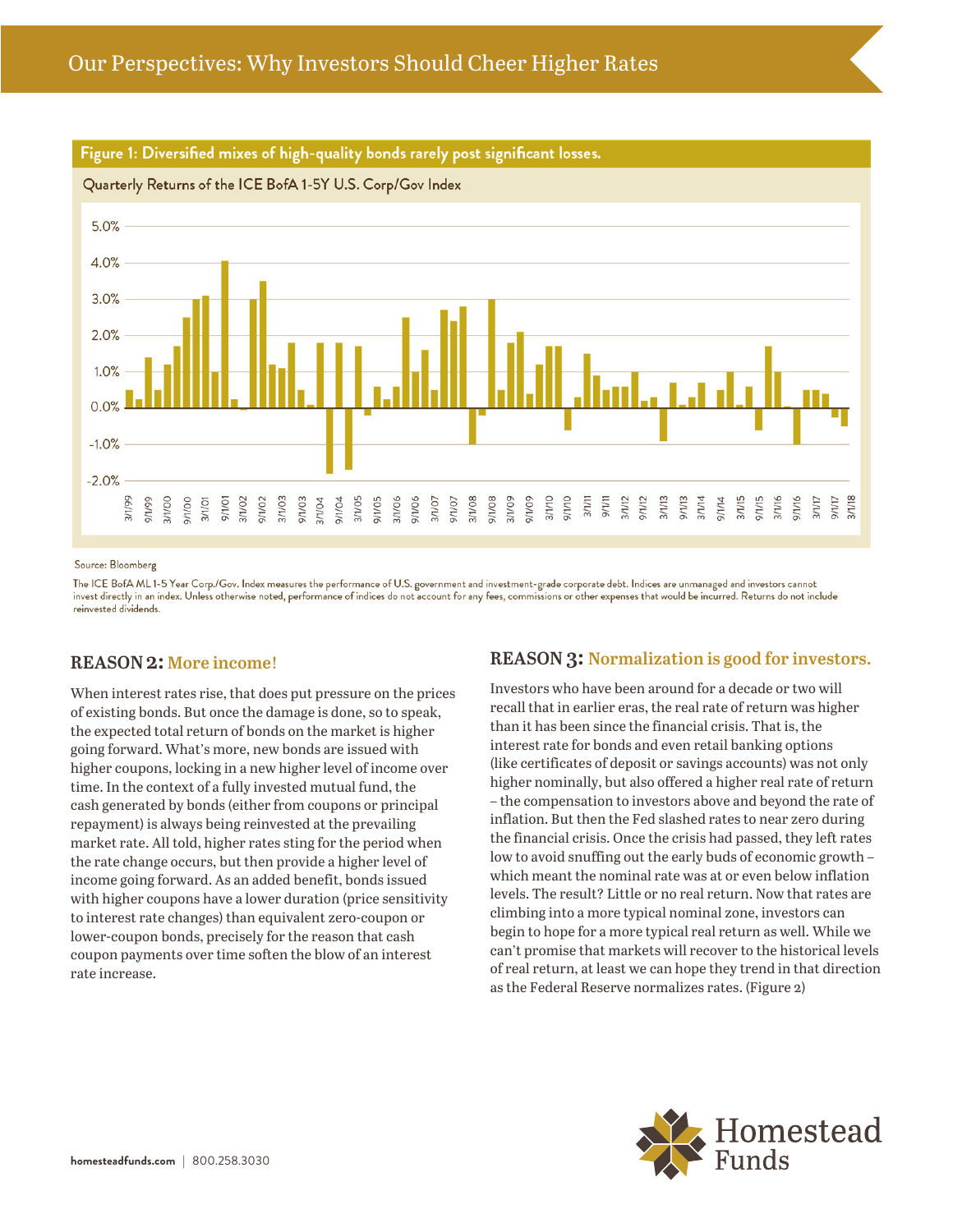**Figure 1: Diversified mixes of high-quality bonds rarely post significant losses.**

Quarterly Returns of the ICE BofA 1-5Y U.S. Corp/Gov Index

Source: Bloomberg

The ICE BofA ML 1-5 Year Corp./Gov. Index measures the performance of U.S. government and investment-grade corporate debt. Indices are unmanaged and investors cannot invest directly in an index. Unless otherwise noted, performance of indices do not account for any fees, commissions or other expenses that would be incurred. Returns do not include reinvested dividends.

## REASON 2: More income!

When interest rates rise, that does put pressure on the prices of existing bonds. But once the damage is done, so to speak, the expected total return of bonds on the market is higher going forward. What's more, new bonds are issued with higher coupons, locking in a new higher level of income over time. In the context of a fully invested mutual fund, the cash generated by bonds (either from coupons or principal repayment) is always being reinvested at the prevailing market rate. All told, higher rates sting for the period when the rate change occurs, but then provide a higher level of income going forward. As an added benefit, bonds issued with higher coupons have a lower duration (price sensitivity to interest rate changes) than equivalent zero-coupon or lower-coupon bonds, precisely for the reason that cash coupon payments over time soften the blow of an interest rate increase.

## REASON 3: Normalization is good for investors.

Investors who have been around for a decade or two will recall that in earlier eras, the real rate of return was higher than it has been since the financial crisis. That is, the interest rate for bonds and even retail banking options (like certificates of deposit or savings accounts) was not only higher nominally, but also offered a higher real rate of return – the compensation to investors above and beyond the rate of inflation. But then the Fed slashed rates to near zero during the financial crisis. Once the crisis had passed, they left rates low to avoid snuffing out the early buds of economic growth – which meant the nominal rate was at or even below inflation levels. The result? Little or no real return. Now that rates are climbing into a more typical nominal zone, investors can begin to hope for a more typical real return as well. While we can't promise that markets will recover to the historical levels of real return, at least we can hope they trend in that direction as the Federal Reserve normalizes rates. (Figure 2)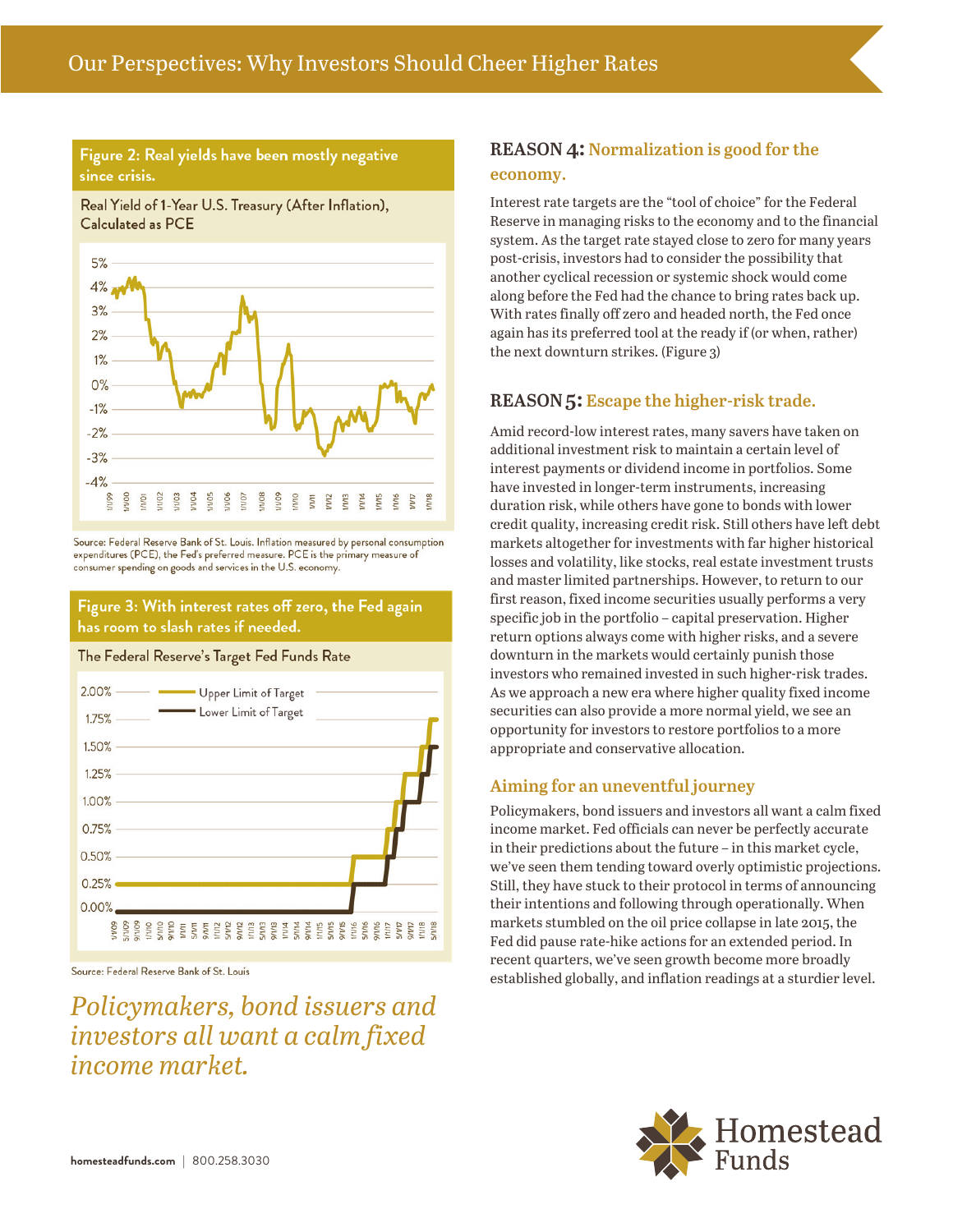**Figure 2: Real yields have been mostly negative since crisis.**

Real Yield of 1-Year U.S. Treasury (After Inflation), Calculated as PCE

Source: Federal Reserve Bank of St. Louis. Inflation measured by personal consumption expenditures (PCE), the Fed's preferred measure. PCE is the primary measure of consumer spending on goods and services in the U.S. economy.

**Figure 3: With interest rates off zero, the Fed again has room to slash rates if needed.**

The Federal Reserve's Target Fed Funds Rate

Source: Federal Reserve Bank of St. Louis

*Policymakers, bond issuers and investors all want a calm fixed income market.*

## REASON 4: Normalization is good for the economy.

Interest rate targets are the "tool of choice" for the Federal Reserve in managing risks to the economy and to the financial system. As the target rate stayed close to zero for many years post-crisis, investors had to consider the possibility that another cyclical recession or systemic shock would come along before the Fed had the chance to bring rates back up. With rates finally off zero and headed north, the Fed once again has its preferred tool at the ready if (or when, rather) the next downturn strikes. (Figure 3)

## REASON 5: Escape the higher-risk trade.

Amid record-low interest rates, many savers have taken on additional investment risk to maintain a certain level of interest payments or dividend income in portfolios. Some have invested in longer-term instruments, increasing duration risk, while others have gone to bonds with lower credit quality, increasing credit risk. Still others have left debt markets altogether for investments with far higher historical losses and volatility, like stocks, real estate investment trusts and master limited partnerships. However, to return to our first reason, fixed income securities usually performs a very specific job in the portfolio – capital preservation. Higher return options always come with higher risks, and a severe downturn in the markets would certainly punish those investors who remained invested in such higher-risk trades. As we approach a new era where higher quality fixed income securities can also provide a more normal yield, we see an opportunity for investors to restore portfolios to a more appropriate and conservative allocation.

## Aiming for an uneventful journey

Policymakers, bond issuers and investors all want a calm fixed income market. Fed officials can never be perfectly accurate in their predictions about the future – in this market cycle, we've seen them tending toward overly optimistic projections. Still, they have stuck to their protocol in terms of announcing their intentions and following through operationally. When markets stumbled on the oil price collapse in late 2015, the Fed did pause rate-hike actions for an extended period. In recent quarters, we've seen growth become more broadly established globally, and inflation readings at a sturdier level.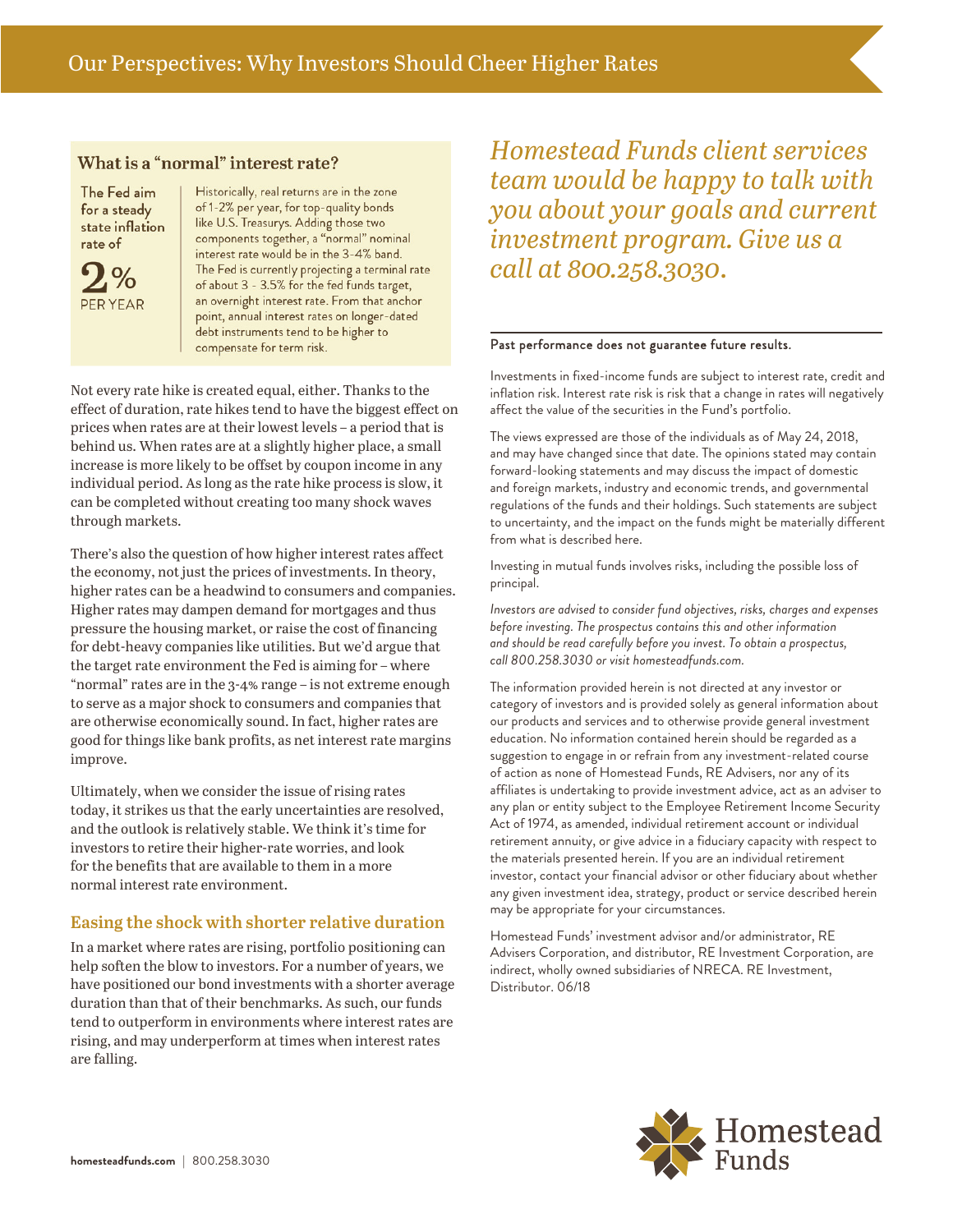## What is a "normal" interest rate?

The Fed aim for a steady state inflation rate of

**2%**
PER YEAR

Historically, real returns are in the zone of 1-2% per year, for top-quality bonds like U.S. Treasurys. Adding those two components together, a "normal" nominal interest rate would be in the 3-4% band. The Fed is currently projecting a terminal rate of about 3 - 3.5% for the fed funds target, an overnight interest rate. From that anchor point, annual interest rates on longer-dated debt instruments tend to be higher to compensate for term risk.

Not every rate hike is created equal, either. Thanks to the effect of duration, rate hikes tend to have the biggest effect on prices when rates are at their lowest levels – a period that is behind us. When rates are at a slightly higher place, a small increase is more likely to be offset by coupon income in any individual period. As long as the rate hike process is slow, it can be completed without creating too many shock waves through markets.

There's also the question of how higher interest rates affect the economy, not just the prices of investments. In theory, higher rates can be a headwind to consumers and companies. Higher rates may dampen demand for mortgages and thus pressure the housing market, or raise the cost of financing for debt-heavy companies like utilities. But we'd argue that the target rate environment the Fed is aiming for – where "normal" rates are in the 3-4% range – is not extreme enough to serve as a major shock to consumers and companies that are otherwise economically sound. In fact, higher rates are good for things like bank profits, as net interest rate margins improve.

Ultimately, when we consider the issue of rising rates today, it strikes us that the early uncertainties are resolved, and the outlook is relatively stable. We think it's time for investors to retire their higher-rate worries, and look for the benefits that are available to them in a more normal interest rate environment.

### Easing the shock with shorter relative duration

In a market where rates are rising, portfolio positioning can help soften the blow to investors. For a number of years, we have positioned our bond investments with a shorter average duration than that of their benchmarks. As such, our funds tend to outperform in environments where interest rates are rising, and may underperform at times when interest rates are falling.

*Homestead Funds client services team would be happy to talk with you about your goals and current investment program. Give us a call at 800.258.3030.*

**Past performance does not guarantee future results.**

Investments in fixed-income funds are subject to interest rate, credit and inflation risk. Interest rate risk is risk that a change in rates will negatively affect the value of the securities in the Fund's portfolio.

The views expressed are those of the individuals as of May 24, 2018, and may have changed since that date. The opinions stated may contain forward-looking statements and may discuss the impact of domestic and foreign markets, industry and economic trends, and governmental regulations of the funds and their holdings. Such statements are subject to uncertainty, and the impact on the funds might be materially different from what is described here.

Investing in mutual funds involves risks, including the possible loss of principal.

*Investors are advised to consider fund objectives, risks, charges and expenses before investing. The prospectus contains this and other information and should be read carefully before you invest. To obtain a prospectus, call 800.258.3030 or visit homesteadfunds.com.*

The information provided herein is not directed at any investor or category of investors and is provided solely as general information about our products and services and to otherwise provide general investment education. No information contained herein should be regarded as a suggestion to engage in or refrain from any investment-related course of action as none of Homestead Funds, RE Advisers, nor any of its affiliates is undertaking to provide investment advice, act as an adviser to any plan or entity subject to the Employee Retirement Income Security Act of 1974, as amended, individual retirement account or individual retirement annuity, or give advice in a fiduciary capacity with respect to the materials presented herein. If you are an individual retirement investor, contact your financial advisor or other fiduciary about whether any given investment idea, strategy, product or service described herein may be appropriate for your circumstances.

Homestead Funds' investment advisor and/or administrator, RE Advisers Corporation, and distributor, RE Investment Corporation, are indirect, wholly owned subsidiaries of NRECA. RE Investment, Distributor. 06/18

Homestead Funds